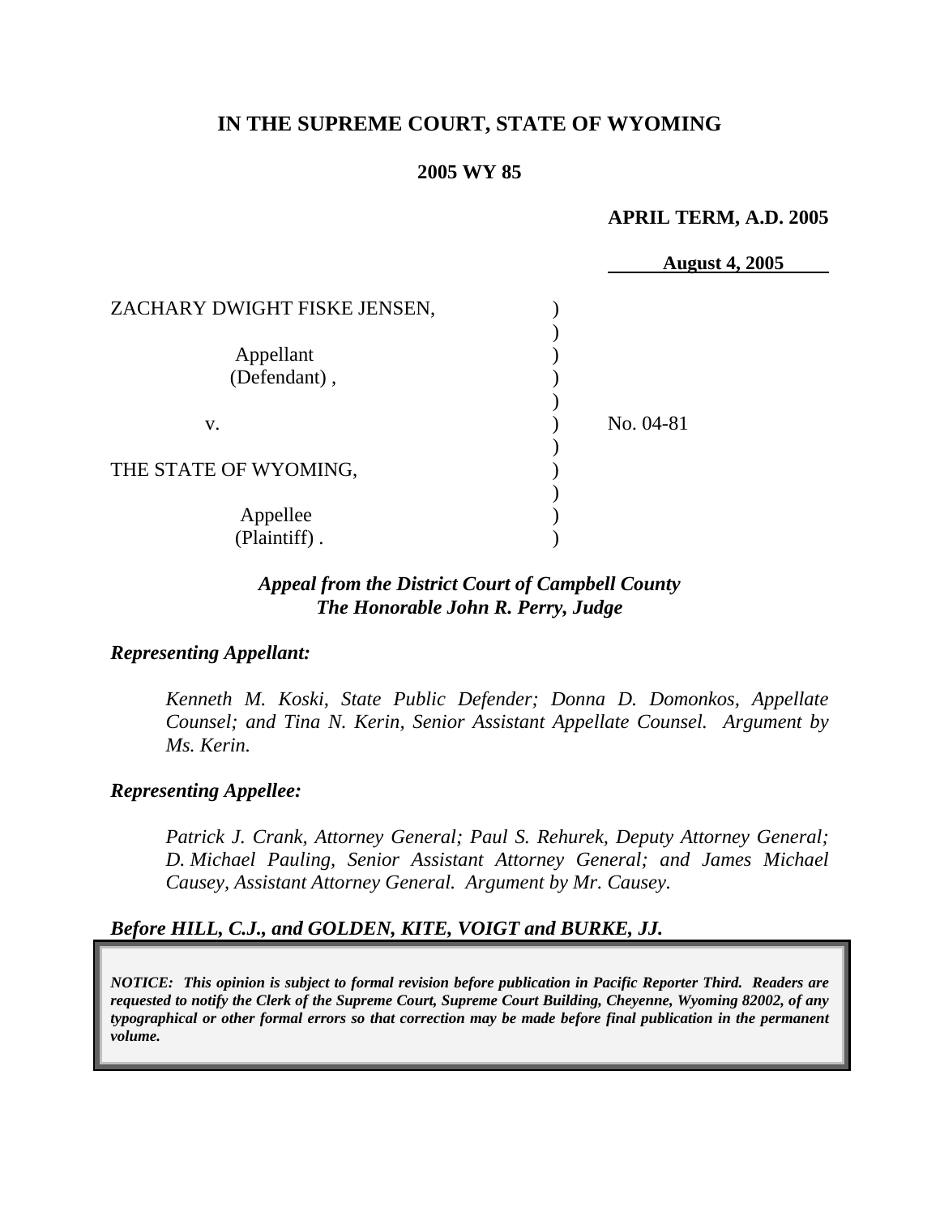# IN THE SUPREME COURT, STATE OF WYOMING

**2005 WY 85**

**APRIL TERM, A.D. 2005**

**August 4, 2005**

| | | |
|---|---|---|
| ZACHARY DWIGHT FISKE JENSEN, | ) | |
| | ) | |
| Appellant (Defendant), | ) | |
| | ) | |
| v. | ) | No. 04-81 |
| | ) | |
| THE STATE OF WYOMING, | ) | |
| | ) | |
| Appellee (Plaintiff). | ) | |

***Appeal from the District Court of Campbell County***
***The Honorable John R. Perry, Judge***

***Representing Appellant:***

*Kenneth M. Koski, State Public Defender; Donna D. Domonkos, Appellate Counsel; and Tina N. Kerin, Senior Assistant Appellate Counsel. Argument by Ms. Kerin.*

***Representing Appellee:***

*Patrick J. Crank, Attorney General; Paul S. Rehurek, Deputy Attorney General; D. Michael Pauling, Senior Assistant Attorney General; and James Michael Causey, Assistant Attorney General. Argument by Mr. Causey.*

***Before HILL, C.J., and GOLDEN, KITE, VOIGT and BURKE, JJ.***

***NOTICE: This opinion is subject to formal revision before publication in Pacific Reporter Third. Readers are requested to notify the Clerk of the Supreme Court, Supreme Court Building, Cheyenne, Wyoming 82002, of any typographical or other formal errors so that correction may be made before final publication in the permanent volume.***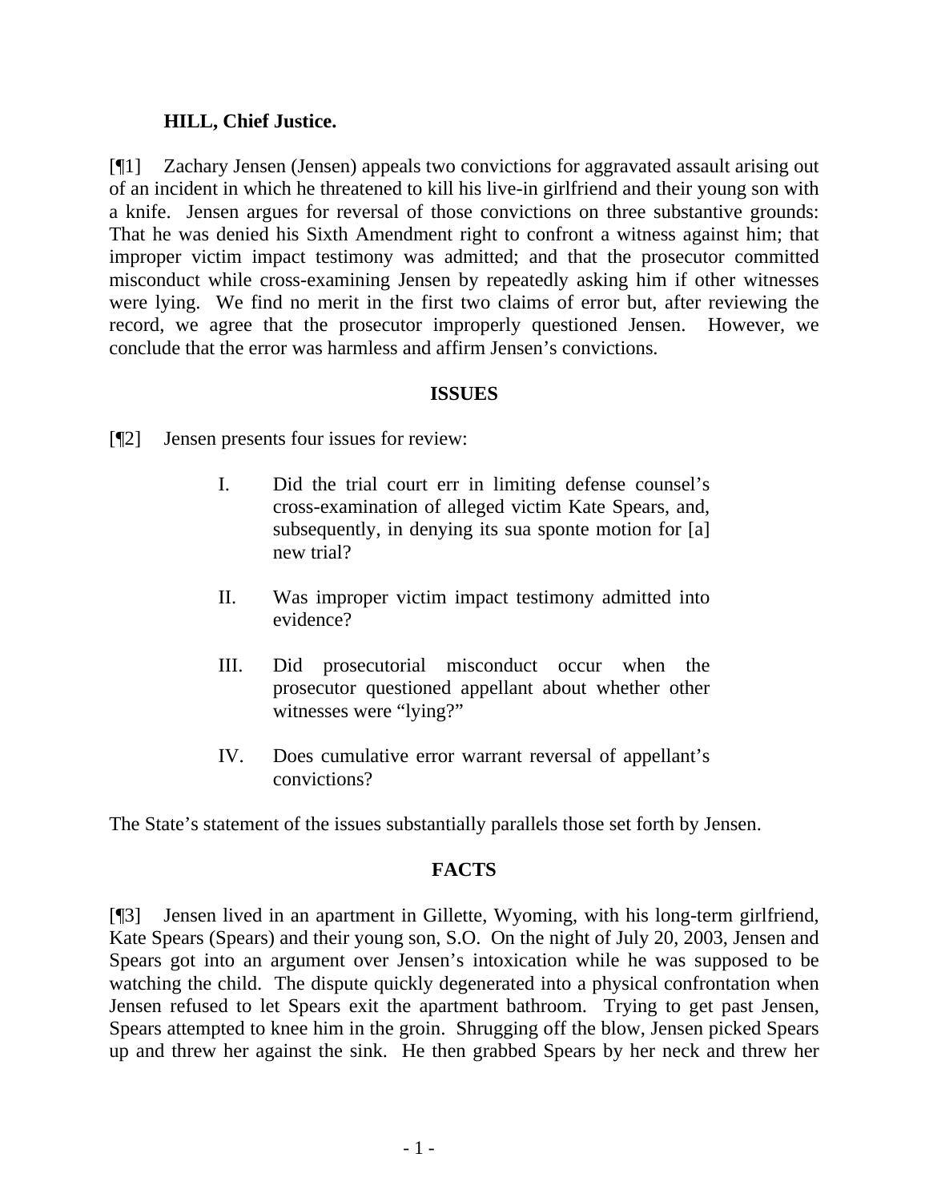**HILL, Chief Justice.**

[¶1] Zachary Jensen (Jensen) appeals two convictions for aggravated assault arising out of an incident in which he threatened to kill his live-in girlfriend and their young son with a knife. Jensen argues for reversal of those convictions on three substantive grounds: That he was denied his Sixth Amendment right to confront a witness against him; that improper victim impact testimony was admitted; and that the prosecutor committed misconduct while cross-examining Jensen by repeatedly asking him if other witnesses were lying. We find no merit in the first two claims of error but, after reviewing the record, we agree that the prosecutor improperly questioned Jensen. However, we conclude that the error was harmless and affirm Jensen's convictions.

## ISSUES

[¶2] Jensen presents four issues for review:

> I. Did the trial court err in limiting defense counsel's cross-examination of alleged victim Kate Spears, and, subsequently, in denying its sua sponte motion for [a] new trial?
>
> II. Was improper victim impact testimony admitted into evidence?
>
> III. Did prosecutorial misconduct occur when the prosecutor questioned appellant about whether other witnesses were "lying?"
>
> IV. Does cumulative error warrant reversal of appellant's convictions?

The State's statement of the issues substantially parallels those set forth by Jensen.

## FACTS

[¶3] Jensen lived in an apartment in Gillette, Wyoming, with his long-term girlfriend, Kate Spears (Spears) and their young son, S.O. On the night of July 20, 2003, Jensen and Spears got into an argument over Jensen's intoxication while he was supposed to be watching the child. The dispute quickly degenerated into a physical confrontation when Jensen refused to let Spears exit the apartment bathroom. Trying to get past Jensen, Spears attempted to knee him in the groin. Shrugging off the blow, Jensen picked Spears up and threw her against the sink. He then grabbed Spears by her neck and threw her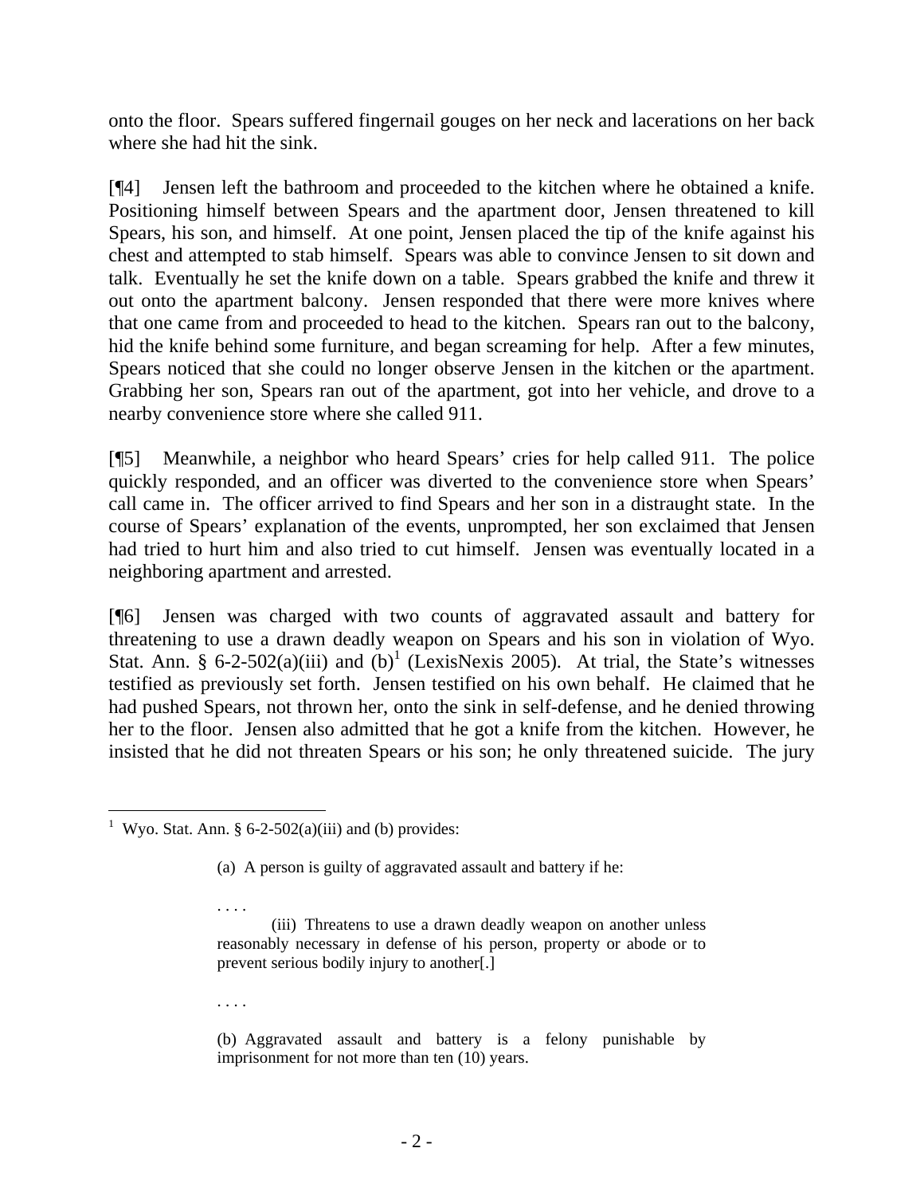onto the floor. Spears suffered fingernail gouges on her neck and lacerations on her back where she had hit the sink.

[¶4] Jensen left the bathroom and proceeded to the kitchen where he obtained a knife. Positioning himself between Spears and the apartment door, Jensen threatened to kill Spears, his son, and himself. At one point, Jensen placed the tip of the knife against his chest and attempted to stab himself. Spears was able to convince Jensen to sit down and talk. Eventually he set the knife down on a table. Spears grabbed the knife and threw it out onto the apartment balcony. Jensen responded that there were more knives where that one came from and proceeded to head to the kitchen. Spears ran out to the balcony, hid the knife behind some furniture, and began screaming for help. After a few minutes, Spears noticed that she could no longer observe Jensen in the kitchen or the apartment. Grabbing her son, Spears ran out of the apartment, got into her vehicle, and drove to a nearby convenience store where she called 911.

[¶5] Meanwhile, a neighbor who heard Spears' cries for help called 911. The police quickly responded, and an officer was diverted to the convenience store when Spears' call came in. The officer arrived to find Spears and her son in a distraught state. In the course of Spears' explanation of the events, unprompted, her son exclaimed that Jensen had tried to hurt him and also tried to cut himself. Jensen was eventually located in a neighboring apartment and arrested.

[¶6] Jensen was charged with two counts of aggravated assault and battery for threatening to use a drawn deadly weapon on Spears and his son in violation of Wyo. Stat. Ann. § 6-2-502(a)(iii) and (b)[1] (LexisNexis 2005). At trial, the State's witnesses testified as previously set forth. Jensen testified on his own behalf. He claimed that he had pushed Spears, not thrown her, onto the sink in self-defense, and he denied throwing her to the floor. Jensen also admitted that he got a knife from the kitchen. However, he insisted that he did not threaten Spears or his son; he only threatened suicide. The jury

---

[1] Wyo. Stat. Ann. § 6-2-502(a)(iii) and (b) provides:

> (a) A person is guilty of aggravated assault and battery if he:
>
> . . . .
>
> (iii) Threatens to use a drawn deadly weapon on another unless reasonably necessary in defense of his person, property or abode or to prevent serious bodily injury to another[.]
>
> . . . .
>
> (b) Aggravated assault and battery is a felony punishable by imprisonment for not more than ten (10) years.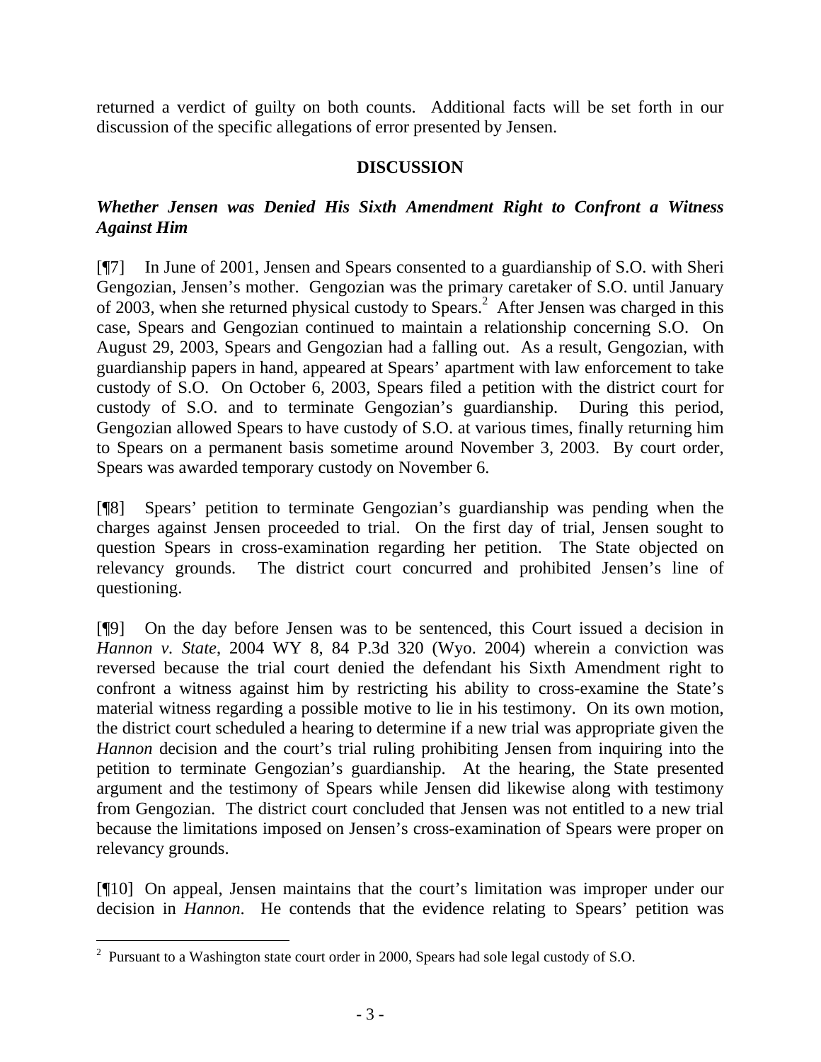returned a verdict of guilty on both counts. Additional facts will be set forth in our discussion of the specific allegations of error presented by Jensen.

## DISCUSSION

### *Whether Jensen was Denied His Sixth Amendment Right to Confront a Witness Against Him*

[¶7] In June of 2001, Jensen and Spears consented to a guardianship of S.O. with Sheri Gengozian, Jensen's mother. Gengozian was the primary caretaker of S.O. until January of 2003, when she returned physical custody to Spears.[2] After Jensen was charged in this case, Spears and Gengozian continued to maintain a relationship concerning S.O. On August 29, 2003, Spears and Gengozian had a falling out. As a result, Gengozian, with guardianship papers in hand, appeared at Spears' apartment with law enforcement to take custody of S.O. On October 6, 2003, Spears filed a petition with the district court for custody of S.O. and to terminate Gengozian's guardianship. During this period, Gengozian allowed Spears to have custody of S.O. at various times, finally returning him to Spears on a permanent basis sometime around November 3, 2003. By court order, Spears was awarded temporary custody on November 6.

[¶8] Spears' petition to terminate Gengozian's guardianship was pending when the charges against Jensen proceeded to trial. On the first day of trial, Jensen sought to question Spears in cross-examination regarding her petition. The State objected on relevancy grounds. The district court concurred and prohibited Jensen's line of questioning.

[¶9] On the day before Jensen was to be sentenced, this Court issued a decision in *Hannon v. State*, 2004 WY 8, 84 P.3d 320 (Wyo. 2004) wherein a conviction was reversed because the trial court denied the defendant his Sixth Amendment right to confront a witness against him by restricting his ability to cross-examine the State's material witness regarding a possible motive to lie in his testimony. On its own motion, the district court scheduled a hearing to determine if a new trial was appropriate given the *Hannon* decision and the court's trial ruling prohibiting Jensen from inquiring into the petition to terminate Gengozian's guardianship. At the hearing, the State presented argument and the testimony of Spears while Jensen did likewise along with testimony from Gengozian. The district court concluded that Jensen was not entitled to a new trial because the limitations imposed on Jensen's cross-examination of Spears were proper on relevancy grounds.

[¶10] On appeal, Jensen maintains that the court's limitation was improper under our decision in *Hannon*. He contends that the evidence relating to Spears' petition was

[2] Pursuant to a Washington state court order in 2000, Spears had sole legal custody of S.O.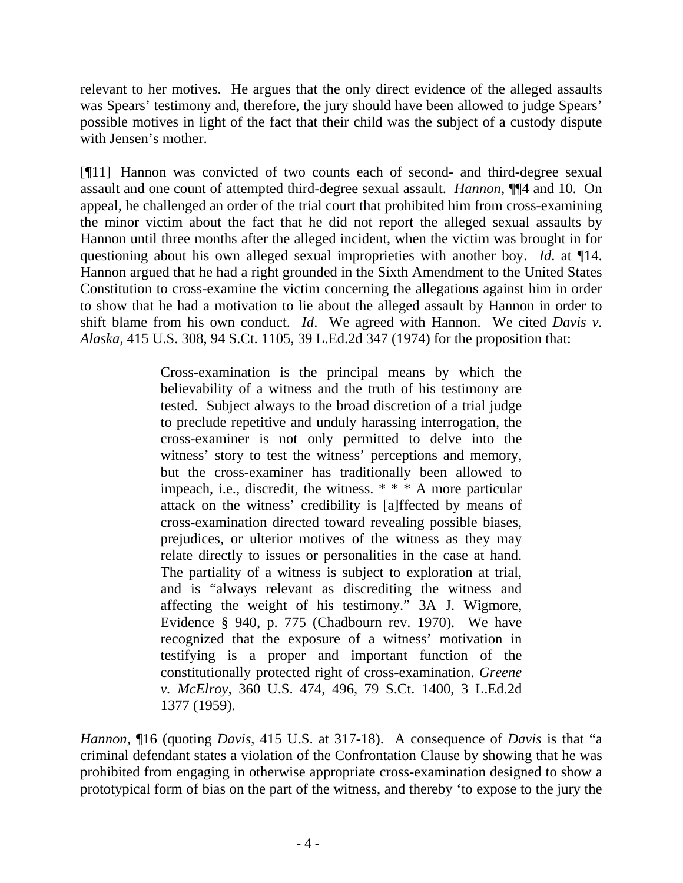relevant to her motives. He argues that the only direct evidence of the alleged assaults was Spears' testimony and, therefore, the jury should have been allowed to judge Spears' possible motives in light of the fact that their child was the subject of a custody dispute with Jensen's mother.

[¶11] Hannon was convicted of two counts each of second- and third-degree sexual assault and one count of attempted third-degree sexual assault. *Hannon*, ¶¶4 and 10. On appeal, he challenged an order of the trial court that prohibited him from cross-examining the minor victim about the fact that he did not report the alleged sexual assaults by Hannon until three months after the alleged incident, when the victim was brought in for questioning about his own alleged sexual improprieties with another boy. *Id*. at ¶14. Hannon argued that he had a right grounded in the Sixth Amendment to the United States Constitution to cross-examine the victim concerning the allegations against him in order to show that he had a motivation to lie about the alleged assault by Hannon in order to shift blame from his own conduct. *Id*. We agreed with Hannon. We cited *Davis v. Alaska*, 415 U.S. 308, 94 S.Ct. 1105, 39 L.Ed.2d 347 (1974) for the proposition that:

> Cross-examination is the principal means by which the believability of a witness and the truth of his testimony are tested. Subject always to the broad discretion of a trial judge to preclude repetitive and unduly harassing interrogation, the cross-examiner is not only permitted to delve into the witness' story to test the witness' perceptions and memory, but the cross-examiner has traditionally been allowed to impeach, i.e., discredit, the witness. * * * A more particular attack on the witness' credibility is [a]ffected by means of cross-examination directed toward revealing possible biases, prejudices, or ulterior motives of the witness as they may relate directly to issues or personalities in the case at hand. The partiality of a witness is subject to exploration at trial, and is "always relevant as discrediting the witness and affecting the weight of his testimony." 3A J. Wigmore, Evidence § 940, p. 775 (Chadbourn rev. 1970). We have recognized that the exposure of a witness' motivation in testifying is a proper and important function of the constitutionally protected right of cross-examination. *Greene v. McElroy*, 360 U.S. 474, 496, 79 S.Ct. 1400, 3 L.Ed.2d 1377 (1959).

*Hannon*, ¶16 (quoting *Davis*, 415 U.S. at 317-18). A consequence of *Davis* is that "a criminal defendant states a violation of the Confrontation Clause by showing that he was prohibited from engaging in otherwise appropriate cross-examination designed to show a prototypical form of bias on the part of the witness, and thereby 'to expose to the jury the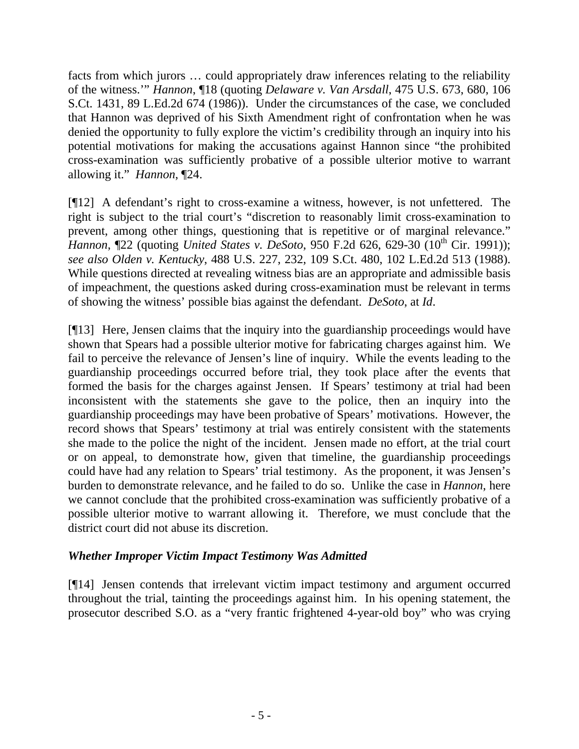facts from which jurors … could appropriately draw inferences relating to the reliability of the witness.'" *Hannon*, ¶18 (quoting *Delaware v. Van Arsdall*, 475 U.S. 673, 680, 106 S.Ct. 1431, 89 L.Ed.2d 674 (1986)). Under the circumstances of the case, we concluded that Hannon was deprived of his Sixth Amendment right of confrontation when he was denied the opportunity to fully explore the victim's credibility through an inquiry into his potential motivations for making the accusations against Hannon since "the prohibited cross-examination was sufficiently probative of a possible ulterior motive to warrant allowing it." *Hannon*, ¶24.

[¶12] A defendant's right to cross-examine a witness, however, is not unfettered. The right is subject to the trial court's "discretion to reasonably limit cross-examination to prevent, among other things, questioning that is repetitive or of marginal relevance." *Hannon*, ¶22 (quoting *United States v. DeSoto*, 950 F.2d 626, 629-30 (10th Cir. 1991)); *see also Olden v. Kentucky*, 488 U.S. 227, 232, 109 S.Ct. 480, 102 L.Ed.2d 513 (1988). While questions directed at revealing witness bias are an appropriate and admissible basis of impeachment, the questions asked during cross-examination must be relevant in terms of showing the witness' possible bias against the defendant. *DeSoto*, at *Id*.

[¶13] Here, Jensen claims that the inquiry into the guardianship proceedings would have shown that Spears had a possible ulterior motive for fabricating charges against him. We fail to perceive the relevance of Jensen's line of inquiry. While the events leading to the guardianship proceedings occurred before trial, they took place after the events that formed the basis for the charges against Jensen. If Spears' testimony at trial had been inconsistent with the statements she gave to the police, then an inquiry into the guardianship proceedings may have been probative of Spears' motivations. However, the record shows that Spears' testimony at trial was entirely consistent with the statements she made to the police the night of the incident. Jensen made no effort, at the trial court or on appeal, to demonstrate how, given that timeline, the guardianship proceedings could have had any relation to Spears' trial testimony. As the proponent, it was Jensen's burden to demonstrate relevance, and he failed to do so. Unlike the case in *Hannon*, here we cannot conclude that the prohibited cross-examination was sufficiently probative of a possible ulterior motive to warrant allowing it. Therefore, we must conclude that the district court did not abuse its discretion.

### *Whether Improper Victim Impact Testimony Was Admitted*

[¶14] Jensen contends that irrelevant victim impact testimony and argument occurred throughout the trial, tainting the proceedings against him. In his opening statement, the prosecutor described S.O. as a "very frantic frightened 4-year-old boy" who was crying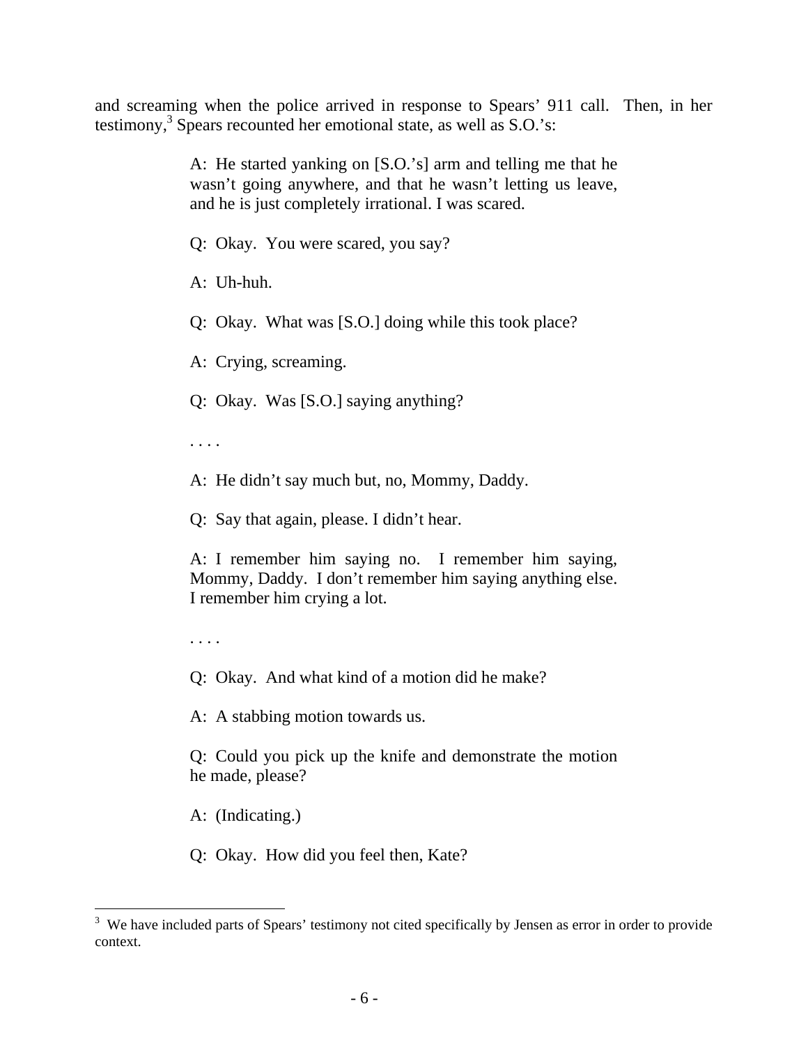and screaming when the police arrived in response to Spears' 911 call. Then, in her testimony,[3] Spears recounted her emotional state, as well as S.O.'s:

> A: He started yanking on [S.O.'s] arm and telling me that he wasn't going anywhere, and that he wasn't letting us leave, and he is just completely irrational. I was scared.
>
> Q: Okay. You were scared, you say?
>
> A: Uh-huh.
>
> Q: Okay. What was [S.O.] doing while this took place?
>
> A: Crying, screaming.
>
> Q: Okay. Was [S.O.] saying anything?
>
> . . . .
>
> A: He didn't say much but, no, Mommy, Daddy.
>
> Q: Say that again, please. I didn't hear.
>
> A: I remember him saying no. I remember him saying, Mommy, Daddy. I don't remember him saying anything else. I remember him crying a lot.
>
> . . . .
>
> Q: Okay. And what kind of a motion did he make?
>
> A: A stabbing motion towards us.
>
> Q: Could you pick up the knife and demonstrate the motion he made, please?
>
> A: (Indicating.)
>
> Q: Okay. How did you feel then, Kate?

[3] We have included parts of Spears' testimony not cited specifically by Jensen as error in order to provide context.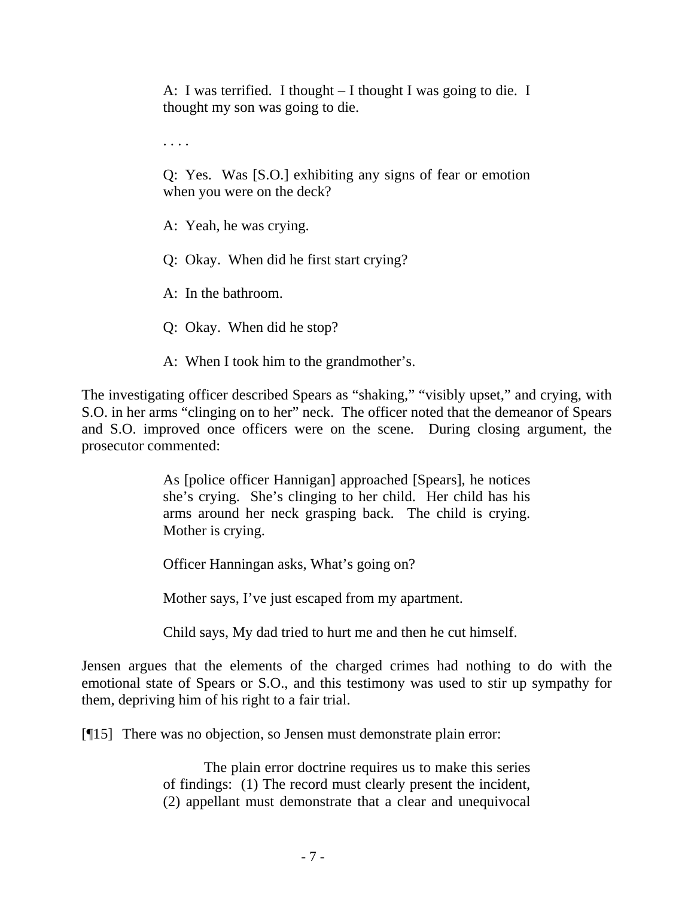> A: I was terrified. I thought – I thought I was going to die. I thought my son was going to die.
>
> . . . .
>
> Q: Yes. Was [S.O.] exhibiting any signs of fear or emotion when you were on the deck?
>
> A: Yeah, he was crying.
>
> Q: Okay. When did he first start crying?
>
> A: In the bathroom.
>
> Q: Okay. When did he stop?
>
> A: When I took him to the grandmother's.

The investigating officer described Spears as "shaking," "visibly upset," and crying, with S.O. in her arms "clinging on to her" neck. The officer noted that the demeanor of Spears and S.O. improved once officers were on the scene. During closing argument, the prosecutor commented:

> As [police officer Hannigan] approached [Spears], he notices she's crying. She's clinging to her child. Her child has his arms around her neck grasping back. The child is crying. Mother is crying.
>
> Officer Hanningan asks, What's going on?
>
> Mother says, I've just escaped from my apartment.
>
> Child says, My dad tried to hurt me and then he cut himself.

Jensen argues that the elements of the charged crimes had nothing to do with the emotional state of Spears or S.O., and this testimony was used to stir up sympathy for them, depriving him of his right to a fair trial.

[¶15] There was no objection, so Jensen must demonstrate plain error:

> The plain error doctrine requires us to make this series of findings: (1) The record must clearly present the incident, (2) appellant must demonstrate that a clear and unequivocal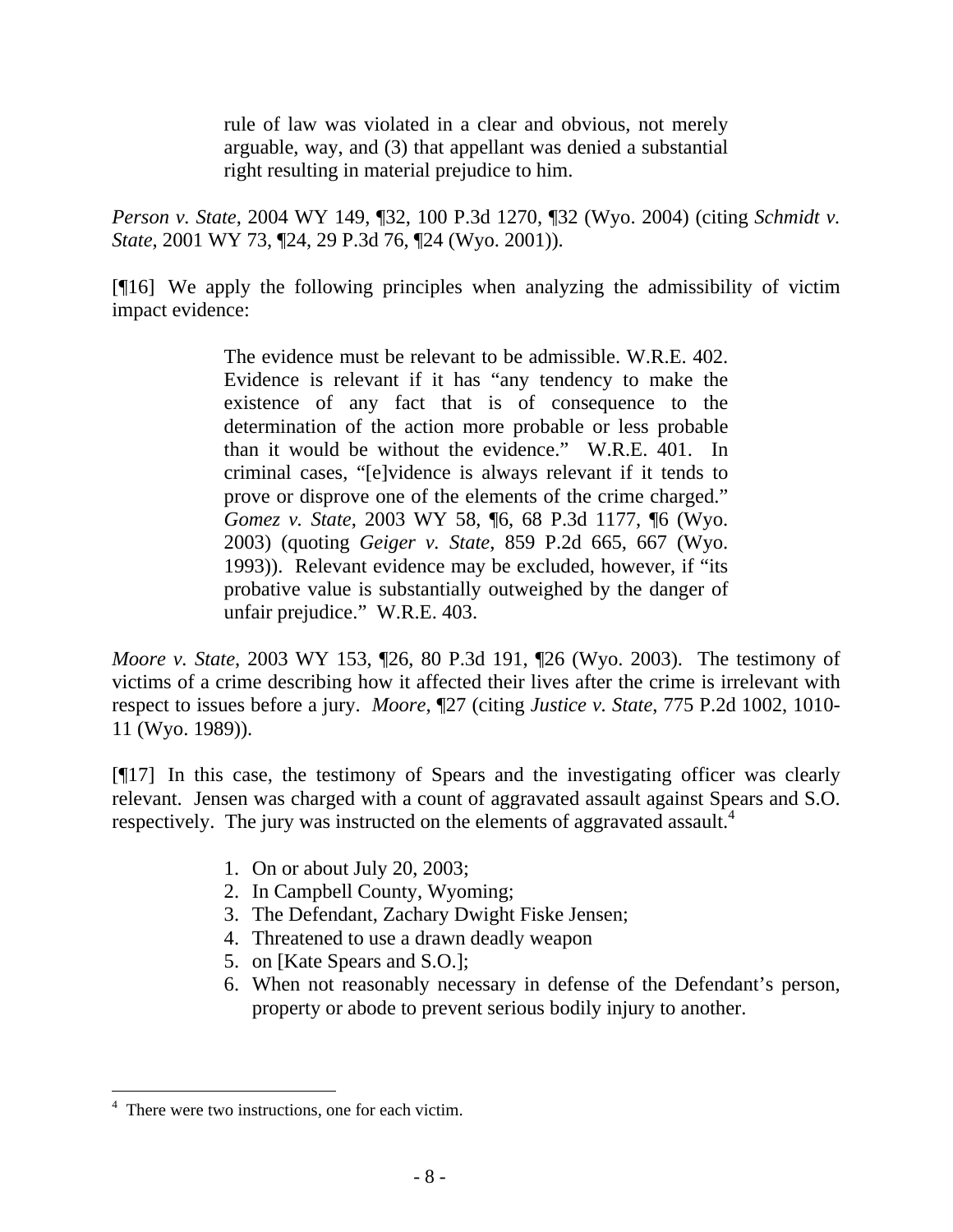> rule of law was violated in a clear and obvious, not merely arguable, way, and (3) that appellant was denied a substantial right resulting in material prejudice to him.

*Person v. State*, 2004 WY 149, ¶32, 100 P.3d 1270, ¶32 (Wyo. 2004) (citing *Schmidt v. State*, 2001 WY 73, ¶24, 29 P.3d 76, ¶24 (Wyo. 2001)).

[¶16] We apply the following principles when analyzing the admissibility of victim impact evidence:

> The evidence must be relevant to be admissible. W.R.E. 402. Evidence is relevant if it has "any tendency to make the existence of any fact that is of consequence to the determination of the action more probable or less probable than it would be without the evidence." W.R.E. 401. In criminal cases, "[e]vidence is always relevant if it tends to prove or disprove one of the elements of the crime charged." *Gomez v. State*, 2003 WY 58, ¶6, 68 P.3d 1177, ¶6 (Wyo. 2003) (quoting *Geiger v. State*, 859 P.2d 665, 667 (Wyo. 1993)). Relevant evidence may be excluded, however, if "its probative value is substantially outweighed by the danger of unfair prejudice." W.R.E. 403.

*Moore v. State*, 2003 WY 153, ¶26, 80 P.3d 191, ¶26 (Wyo. 2003). The testimony of victims of a crime describing how it affected their lives after the crime is irrelevant with respect to issues before a jury. *Moore*, ¶27 (citing *Justice v. State*, 775 P.2d 1002, 1010-11 (Wyo. 1989)).

[¶17] In this case, the testimony of Spears and the investigating officer was clearly relevant. Jensen was charged with a count of aggravated assault against Spears and S.O. respectively. The jury was instructed on the elements of aggravated assault.[4]

> 1. On or about July 20, 2003;
> 2. In Campbell County, Wyoming;
> 3. The Defendant, Zachary Dwight Fiske Jensen;
> 4. Threatened to use a drawn deadly weapon
> 5. on [Kate Spears and S.O.];
> 6. When not reasonably necessary in defense of the Defendant's person, property or abode to prevent serious bodily injury to another.

---

[4] There were two instructions, one for each victim.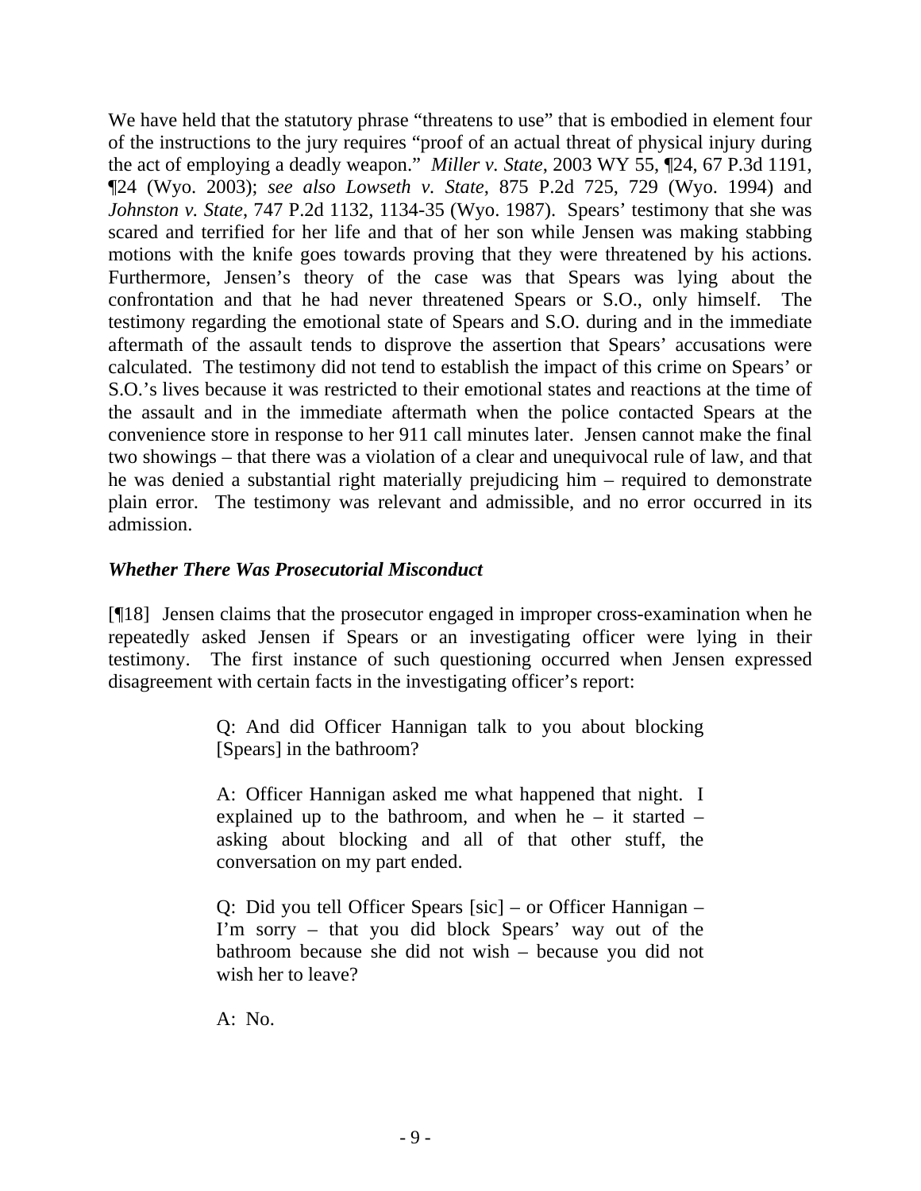We have held that the statutory phrase "threatens to use" that is embodied in element four of the instructions to the jury requires "proof of an actual threat of physical injury during the act of employing a deadly weapon." *Miller v. State*, 2003 WY 55, ¶24, 67 P.3d 1191, ¶24 (Wyo. 2003); *see also Lowseth v. State*, 875 P.2d 725, 729 (Wyo. 1994) and *Johnston v. State*, 747 P.2d 1132, 1134-35 (Wyo. 1987). Spears' testimony that she was scared and terrified for her life and that of her son while Jensen was making stabbing motions with the knife goes towards proving that they were threatened by his actions. Furthermore, Jensen's theory of the case was that Spears was lying about the confrontation and that he had never threatened Spears or S.O., only himself. The testimony regarding the emotional state of Spears and S.O. during and in the immediate aftermath of the assault tends to disprove the assertion that Spears' accusations were calculated. The testimony did not tend to establish the impact of this crime on Spears' or S.O.'s lives because it was restricted to their emotional states and reactions at the time of the assault and in the immediate aftermath when the police contacted Spears at the convenience store in response to her 911 call minutes later. Jensen cannot make the final two showings – that there was a violation of a clear and unequivocal rule of law, and that he was denied a substantial right materially prejudicing him – required to demonstrate plain error. The testimony was relevant and admissible, and no error occurred in its admission.

### *Whether There Was Prosecutorial Misconduct*

[¶18] Jensen claims that the prosecutor engaged in improper cross-examination when he repeatedly asked Jensen if Spears or an investigating officer were lying in their testimony. The first instance of such questioning occurred when Jensen expressed disagreement with certain facts in the investigating officer's report:

> Q: And did Officer Hannigan talk to you about blocking [Spears] in the bathroom?
>
> A: Officer Hannigan asked me what happened that night. I explained up to the bathroom, and when he – it started – asking about blocking and all of that other stuff, the conversation on my part ended.
>
> Q: Did you tell Officer Spears [sic] – or Officer Hannigan – I'm sorry – that you did block Spears' way out of the bathroom because she did not wish – because you did not wish her to leave?
>
> A: No.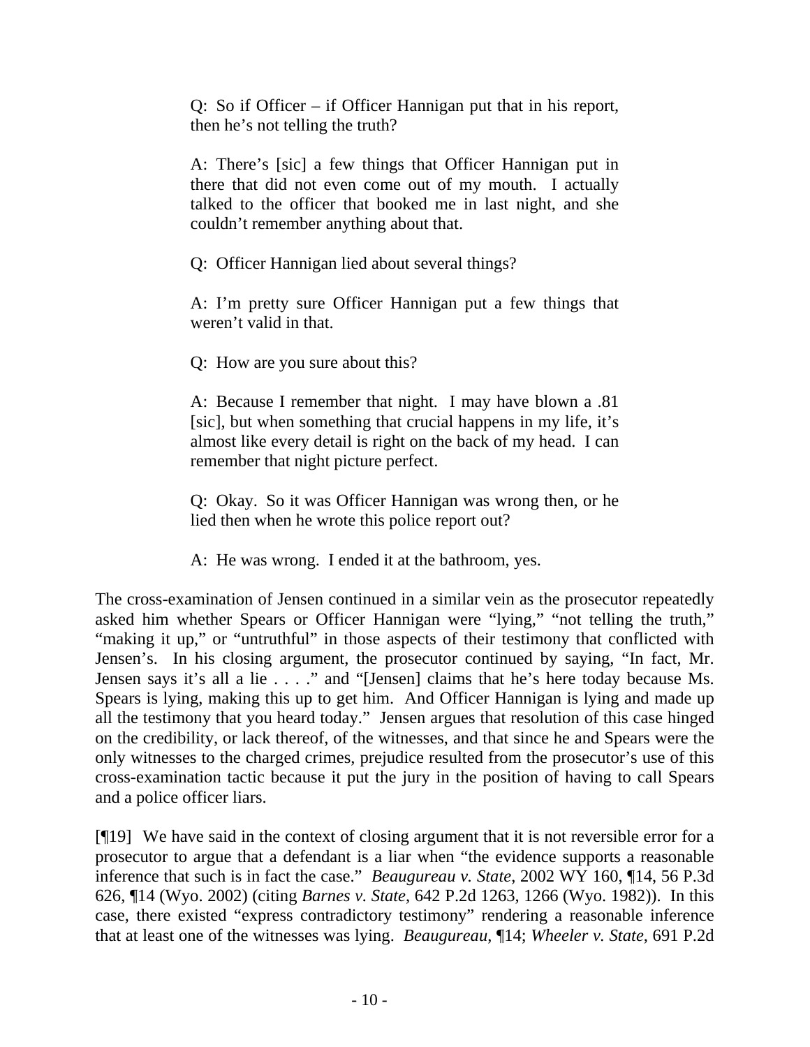> Q: So if Officer – if Officer Hannigan put that in his report, then he's not telling the truth?
>
> A: There's [sic] a few things that Officer Hannigan put in there that did not even come out of my mouth. I actually talked to the officer that booked me in last night, and she couldn't remember anything about that.
>
> Q: Officer Hannigan lied about several things?
>
> A: I'm pretty sure Officer Hannigan put a few things that weren't valid in that.
>
> Q: How are you sure about this?
>
> A: Because I remember that night. I may have blown a .81 [sic], but when something that crucial happens in my life, it's almost like every detail is right on the back of my head. I can remember that night picture perfect.
>
> Q: Okay. So it was Officer Hannigan was wrong then, or he lied then when he wrote this police report out?
>
> A: He was wrong. I ended it at the bathroom, yes.

The cross-examination of Jensen continued in a similar vein as the prosecutor repeatedly asked him whether Spears or Officer Hannigan were "lying," "not telling the truth," "making it up," or "untruthful" in those aspects of their testimony that conflicted with Jensen's. In his closing argument, the prosecutor continued by saying, "In fact, Mr. Jensen says it's all a lie . . . ." and "[Jensen] claims that he's here today because Ms. Spears is lying, making this up to get him. And Officer Hannigan is lying and made up all the testimony that you heard today." Jensen argues that resolution of this case hinged on the credibility, or lack thereof, of the witnesses, and that since he and Spears were the only witnesses to the charged crimes, prejudice resulted from the prosecutor's use of this cross-examination tactic because it put the jury in the position of having to call Spears and a police officer liars.

[¶19] We have said in the context of closing argument that it is not reversible error for a prosecutor to argue that a defendant is a liar when "the evidence supports a reasonable inference that such is in fact the case." *Beaugureau v. State*, 2002 WY 160, ¶14, 56 P.3d 626, ¶14 (Wyo. 2002) (citing *Barnes v. State*, 642 P.2d 1263, 1266 (Wyo. 1982)). In this case, there existed "express contradictory testimony" rendering a reasonable inference that at least one of the witnesses was lying. *Beaugureau*, ¶14; *Wheeler v. State*, 691 P.2d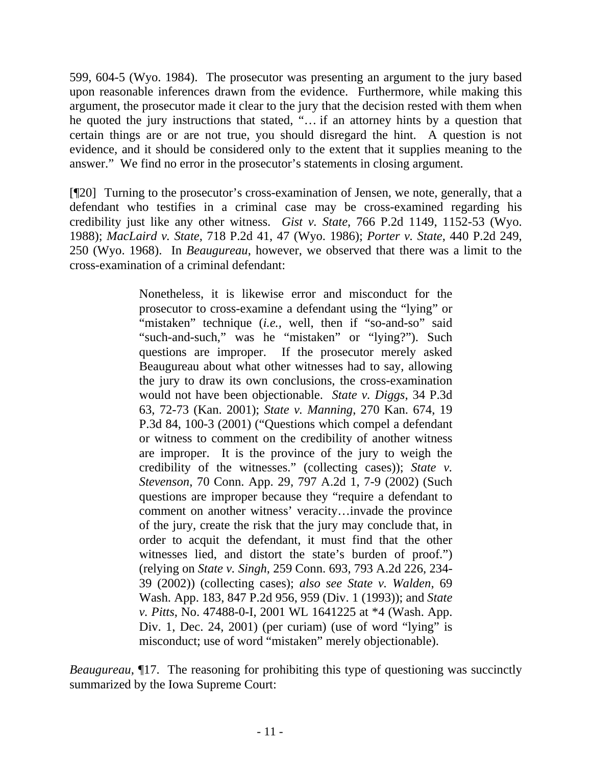599, 604-5 (Wyo. 1984). The prosecutor was presenting an argument to the jury based upon reasonable inferences drawn from the evidence. Furthermore, while making this argument, the prosecutor made it clear to the jury that the decision rested with them when he quoted the jury instructions that stated, "… if an attorney hints by a question that certain things are or are not true, you should disregard the hint. A question is not evidence, and it should be considered only to the extent that it supplies meaning to the answer." We find no error in the prosecutor's statements in closing argument.

[¶20] Turning to the prosecutor's cross-examination of Jensen, we note, generally, that a defendant who testifies in a criminal case may be cross-examined regarding his credibility just like any other witness. *Gist v. State*, 766 P.2d 1149, 1152-53 (Wyo. 1988); *MacLaird v. State*, 718 P.2d 41, 47 (Wyo. 1986); *Porter v. State*, 440 P.2d 249, 250 (Wyo. 1968). In *Beaugureau*, however, we observed that there was a limit to the cross-examination of a criminal defendant:

> Nonetheless, it is likewise error and misconduct for the prosecutor to cross-examine a defendant using the "lying" or "mistaken" technique (*i.e.,* well, then if "so-and-so" said "such-and-such," was he "mistaken" or "lying?"). Such questions are improper. If the prosecutor merely asked Beaugureau about what other witnesses had to say, allowing the jury to draw its own conclusions, the cross-examination would not have been objectionable. *State v. Diggs*, 34 P.3d 63, 72-73 (Kan. 2001); *State v. Manning*, 270 Kan. 674, 19 P.3d 84, 100-3 (2001) ("Questions which compel a defendant or witness to comment on the credibility of another witness are improper. It is the province of the jury to weigh the credibility of the witnesses." (collecting cases)); *State v. Stevenson*, 70 Conn. App. 29, 797 A.2d 1, 7-9 (2002) (Such questions are improper because they "require a defendant to comment on another witness' veracity…invade the province of the jury, create the risk that the jury may conclude that, in order to acquit the defendant, it must find that the other witnesses lied, and distort the state's burden of proof.") (relying on *State v. Singh*, 259 Conn. 693, 793 A.2d 226, 234-39 (2002)) (collecting cases); *also see State v. Walden*, 69 Wash. App. 183, 847 P.2d 956, 959 (Div. 1 (1993)); and *State v. Pitts*, No. 47488-0-I, 2001 WL 1641225 at *4 (Wash. App. Div. 1, Dec. 24, 2001) (per curiam) (use of word "lying" is misconduct; use of word "mistaken" merely objectionable).

*Beaugureau*, ¶17. The reasoning for prohibiting this type of questioning was succinctly summarized by the Iowa Supreme Court: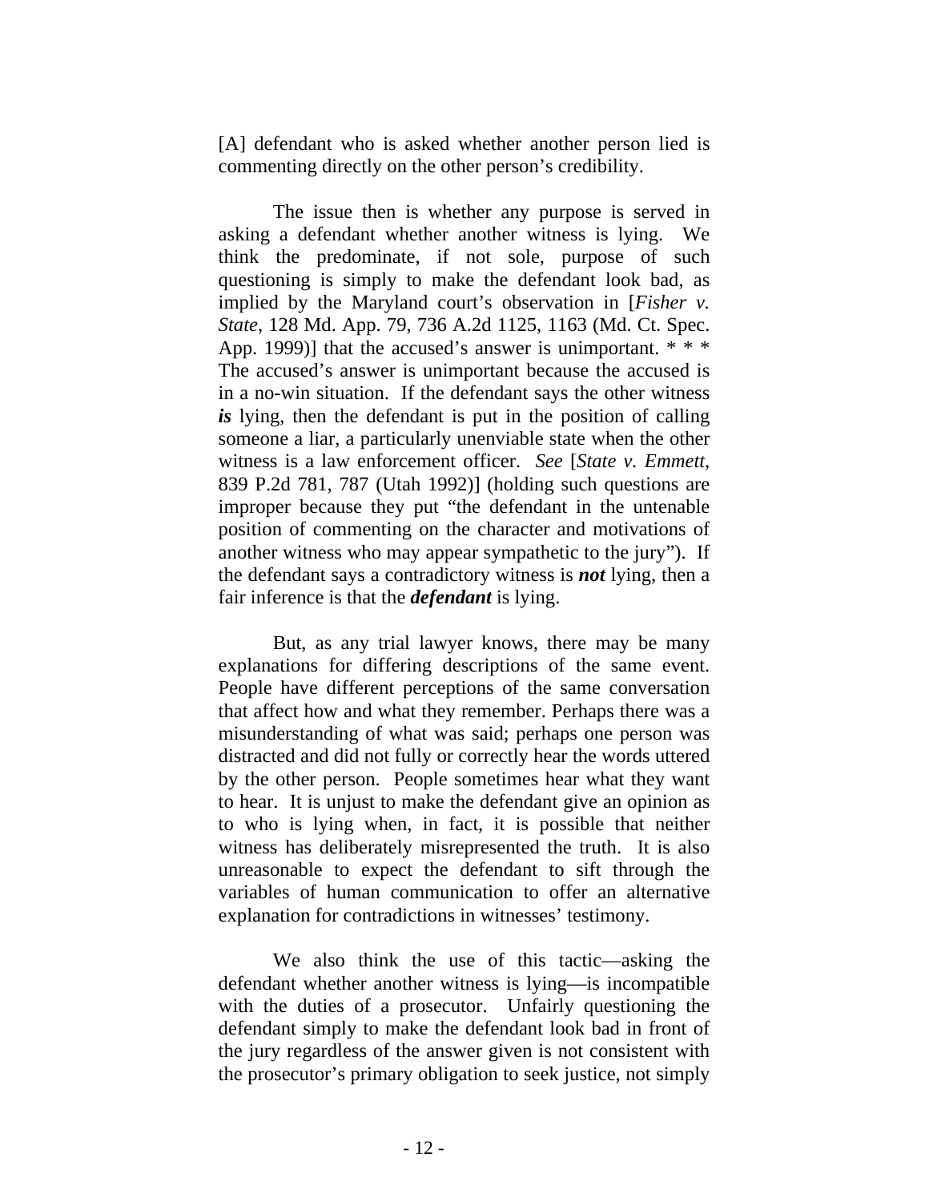[A] defendant who is asked whether another person lied is commenting directly on the other person's credibility.

The issue then is whether any purpose is served in asking a defendant whether another witness is lying. We think the predominate, if not sole, purpose of such questioning is simply to make the defendant look bad, as implied by the Maryland court's observation in [*Fisher v. State*, 128 Md. App. 79, 736 A.2d 1125, 1163 (Md. Ct. Spec. App. 1999)] that the accused's answer is unimportant. * * * The accused's answer is unimportant because the accused is in a no-win situation. If the defendant says the other witness ***is*** lying, then the defendant is put in the position of calling someone a liar, a particularly unenviable state when the other witness is a law enforcement officer. *See* [*State v. Emmett*, 839 P.2d 781, 787 (Utah 1992)] (holding such questions are improper because they put "the defendant in the untenable position of commenting on the character and motivations of another witness who may appear sympathetic to the jury"). If the defendant says a contradictory witness is ***not*** lying, then a fair inference is that the ***defendant*** is lying.

But, as any trial lawyer knows, there may be many explanations for differing descriptions of the same event. People have different perceptions of the same conversation that affect how and what they remember. Perhaps there was a misunderstanding of what was said; perhaps one person was distracted and did not fully or correctly hear the words uttered by the other person. People sometimes hear what they want to hear. It is unjust to make the defendant give an opinion as to who is lying when, in fact, it is possible that neither witness has deliberately misrepresented the truth. It is also unreasonable to expect the defendant to sift through the variables of human communication to offer an alternative explanation for contradictions in witnesses' testimony.

We also think the use of this tactic—asking the defendant whether another witness is lying—is incompatible with the duties of a prosecutor. Unfairly questioning the defendant simply to make the defendant look bad in front of the jury regardless of the answer given is not consistent with the prosecutor's primary obligation to seek justice, not simply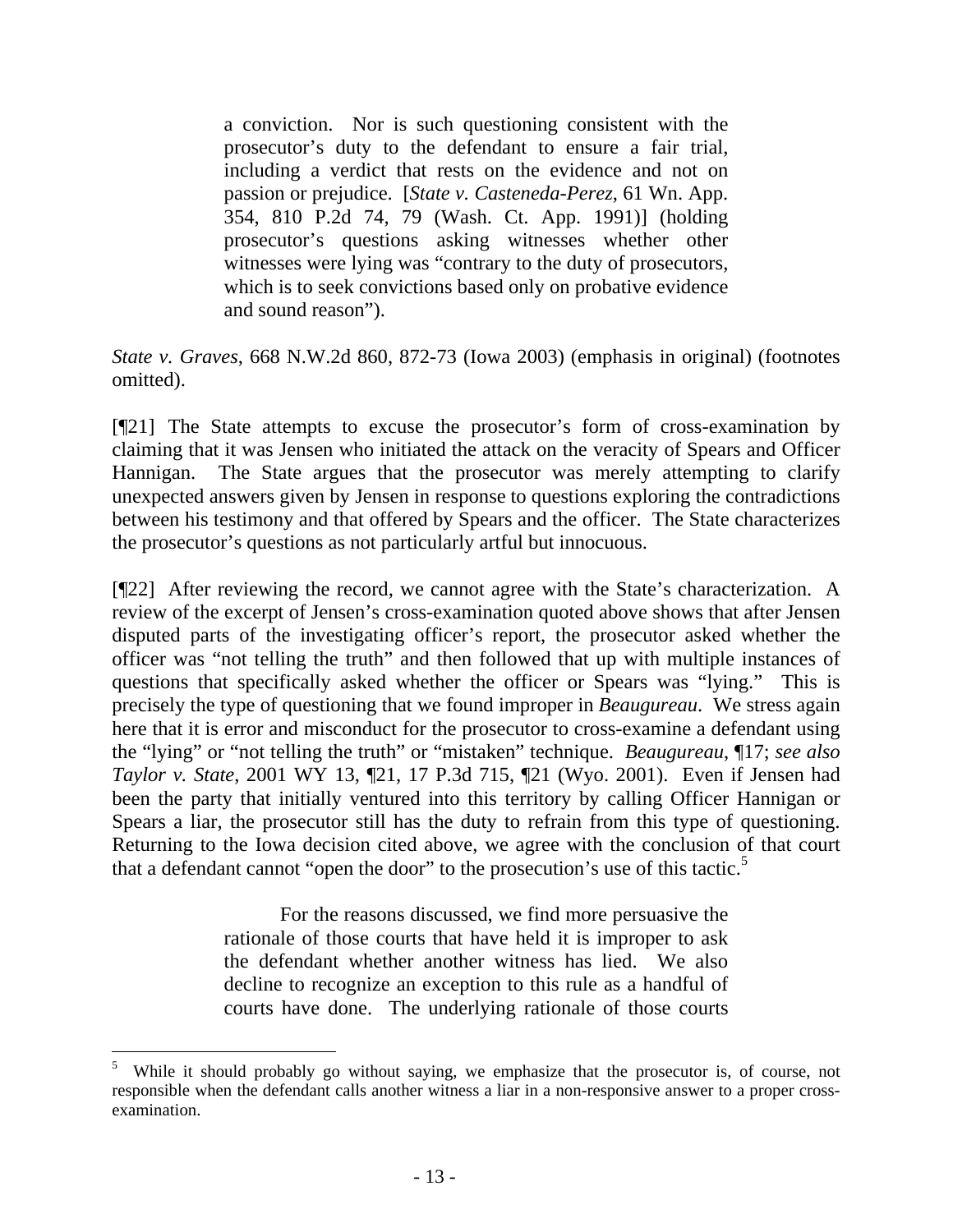> a conviction. Nor is such questioning consistent with the prosecutor's duty to the defendant to ensure a fair trial, including a verdict that rests on the evidence and not on passion or prejudice. [*State v. Casteneda-Perez*, 61 Wn. App. 354, 810 P.2d 74, 79 (Wash. Ct. App. 1991)] (holding prosecutor's questions asking witnesses whether other witnesses were lying was "contrary to the duty of prosecutors, which is to seek convictions based only on probative evidence and sound reason").

*State v. Graves*, 668 N.W.2d 860, 872-73 (Iowa 2003) (emphasis in original) (footnotes omitted).

[¶21] The State attempts to excuse the prosecutor's form of cross-examination by claiming that it was Jensen who initiated the attack on the veracity of Spears and Officer Hannigan. The State argues that the prosecutor was merely attempting to clarify unexpected answers given by Jensen in response to questions exploring the contradictions between his testimony and that offered by Spears and the officer. The State characterizes the prosecutor's questions as not particularly artful but innocuous.

[¶22] After reviewing the record, we cannot agree with the State's characterization. A review of the excerpt of Jensen's cross-examination quoted above shows that after Jensen disputed parts of the investigating officer's report, the prosecutor asked whether the officer was "not telling the truth" and then followed that up with multiple instances of questions that specifically asked whether the officer or Spears was "lying." This is precisely the type of questioning that we found improper in *Beaugureau*. We stress again here that it is error and misconduct for the prosecutor to cross-examine a defendant using the "lying" or "not telling the truth" or "mistaken" technique. *Beaugureau*, ¶17; *see also Taylor v. State*, 2001 WY 13, ¶21, 17 P.3d 715, ¶21 (Wyo. 2001). Even if Jensen had been the party that initially ventured into this territory by calling Officer Hannigan or Spears a liar, the prosecutor still has the duty to refrain from this type of questioning. Returning to the Iowa decision cited above, we agree with the conclusion of that court that a defendant cannot "open the door" to the prosecution's use of this tactic.[5]

> For the reasons discussed, we find more persuasive the rationale of those courts that have held it is improper to ask the defendant whether another witness has lied. We also decline to recognize an exception to this rule as a handful of courts have done. The underlying rationale of those courts

---

[5] While it should probably go without saying, we emphasize that the prosecutor is, of course, not responsible when the defendant calls another witness a liar in a non-responsive answer to a proper cross-examination.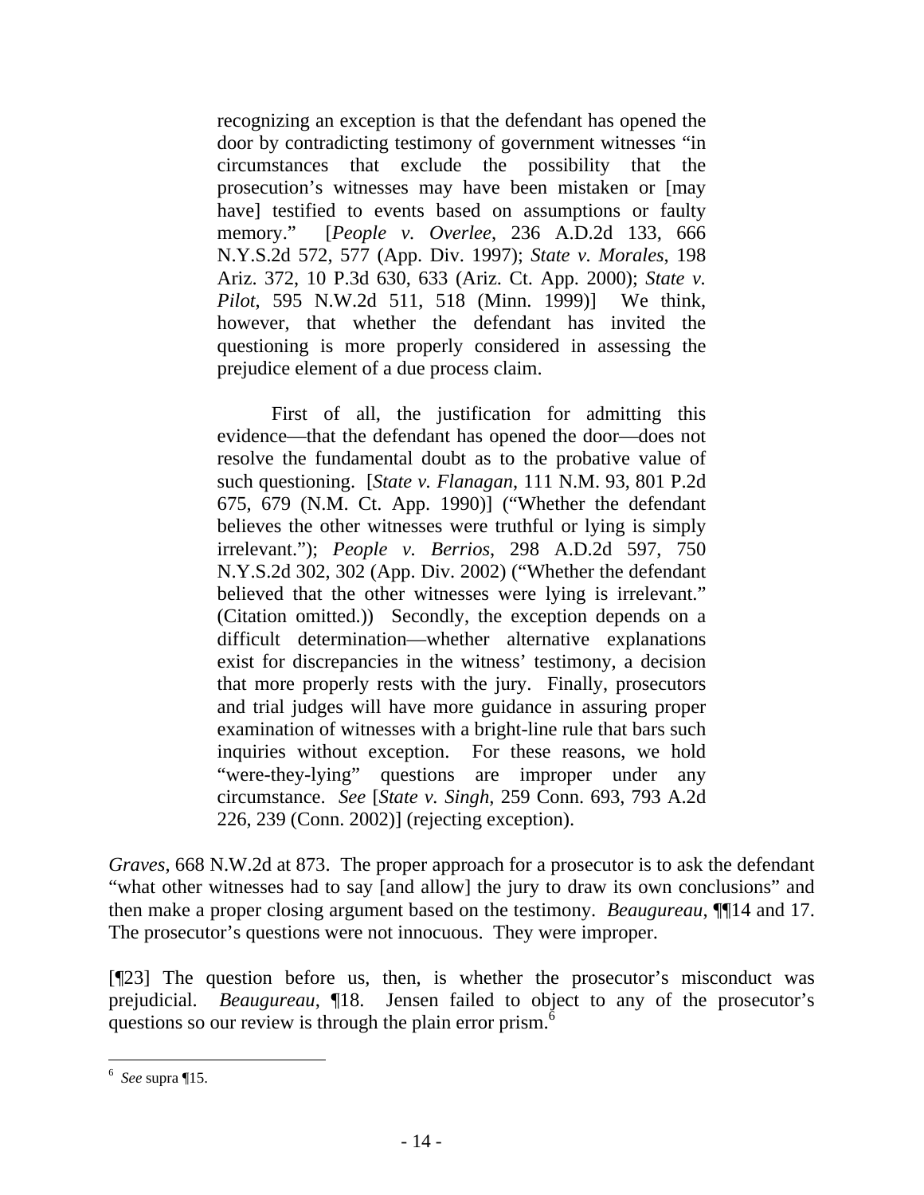> recognizing an exception is that the defendant has opened the door by contradicting testimony of government witnesses "in circumstances that exclude the possibility that the prosecution's witnesses may have been mistaken or [may have] testified to events based on assumptions or faulty memory." [*People v. Overlee*, 236 A.D.2d 133, 666 N.Y.S.2d 572, 577 (App. Div. 1997); *State v. Morales*, 198 Ariz. 372, 10 P.3d 630, 633 (Ariz. Ct. App. 2000); *State v. Pilot*, 595 N.W.2d 511, 518 (Minn. 1999)] We think, however, that whether the defendant has invited the questioning is more properly considered in assessing the prejudice element of a due process claim.
>
> First of all, the justification for admitting this evidence—that the defendant has opened the door—does not resolve the fundamental doubt as to the probative value of such questioning. [*State v. Flanagan*, 111 N.M. 93, 801 P.2d 675, 679 (N.M. Ct. App. 1990)] ("Whether the defendant believes the other witnesses were truthful or lying is simply irrelevant."); *People v. Berrios*, 298 A.D.2d 597, 750 N.Y.S.2d 302, 302 (App. Div. 2002) ("Whether the defendant believed that the other witnesses were lying is irrelevant." (Citation omitted.)) Secondly, the exception depends on a difficult determination—whether alternative explanations exist for discrepancies in the witness' testimony, a decision that more properly rests with the jury. Finally, prosecutors and trial judges will have more guidance in assuring proper examination of witnesses with a bright-line rule that bars such inquiries without exception. For these reasons, we hold "were-they-lying" questions are improper under any circumstance. *See* [*State v. Singh*, 259 Conn. 693, 793 A.2d 226, 239 (Conn. 2002)] (rejecting exception).

*Graves*, 668 N.W.2d at 873. The proper approach for a prosecutor is to ask the defendant "what other witnesses had to say [and allow] the jury to draw its own conclusions" and then make a proper closing argument based on the testimony. *Beaugureau*, ¶¶14 and 17. The prosecutor's questions were not innocuous. They were improper.

[¶23] The question before us, then, is whether the prosecutor's misconduct was prejudicial. *Beaugureau*, ¶18. Jensen failed to object to any of the prosecutor's questions so our review is through the plain error prism.[6]

---

[6] *See* supra ¶15.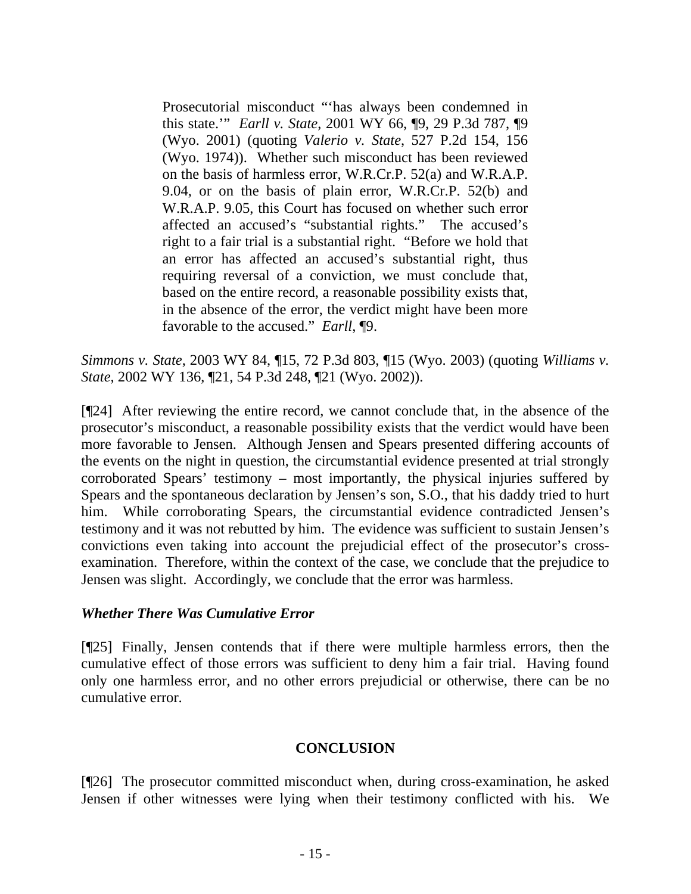> Prosecutorial misconduct "'has always been condemned in this state.'" *Earll v. State*, 2001 WY 66, ¶9, 29 P.3d 787, ¶9 (Wyo. 2001) (quoting *Valerio v. State*, 527 P.2d 154, 156 (Wyo. 1974)). Whether such misconduct has been reviewed on the basis of harmless error, W.R.Cr.P. 52(a) and W.R.A.P. 9.04, or on the basis of plain error, W.R.Cr.P. 52(b) and W.R.A.P. 9.05, this Court has focused on whether such error affected an accused's "substantial rights." The accused's right to a fair trial is a substantial right. "Before we hold that an error has affected an accused's substantial right, thus requiring reversal of a conviction, we must conclude that, based on the entire record, a reasonable possibility exists that, in the absence of the error, the verdict might have been more favorable to the accused." *Earll*, ¶9.

*Simmons v. State*, 2003 WY 84, ¶15, 72 P.3d 803, ¶15 (Wyo. 2003) (quoting *Williams v. State*, 2002 WY 136, ¶21, 54 P.3d 248, ¶21 (Wyo. 2002)).

[¶24] After reviewing the entire record, we cannot conclude that, in the absence of the prosecutor's misconduct, a reasonable possibility exists that the verdict would have been more favorable to Jensen. Although Jensen and Spears presented differing accounts of the events on the night in question, the circumstantial evidence presented at trial strongly corroborated Spears' testimony – most importantly, the physical injuries suffered by Spears and the spontaneous declaration by Jensen's son, S.O., that his daddy tried to hurt him. While corroborating Spears, the circumstantial evidence contradicted Jensen's testimony and it was not rebutted by him. The evidence was sufficient to sustain Jensen's convictions even taking into account the prejudicial effect of the prosecutor's cross-examination. Therefore, within the context of the case, we conclude that the prejudice to Jensen was slight. Accordingly, we conclude that the error was harmless.

### *Whether There Was Cumulative Error*

[¶25] Finally, Jensen contends that if there were multiple harmless errors, then the cumulative effect of those errors was sufficient to deny him a fair trial. Having found only one harmless error, and no other errors prejudicial or otherwise, there can be no cumulative error.

## CONCLUSION

[¶26] The prosecutor committed misconduct when, during cross-examination, he asked Jensen if other witnesses were lying when their testimony conflicted with his. We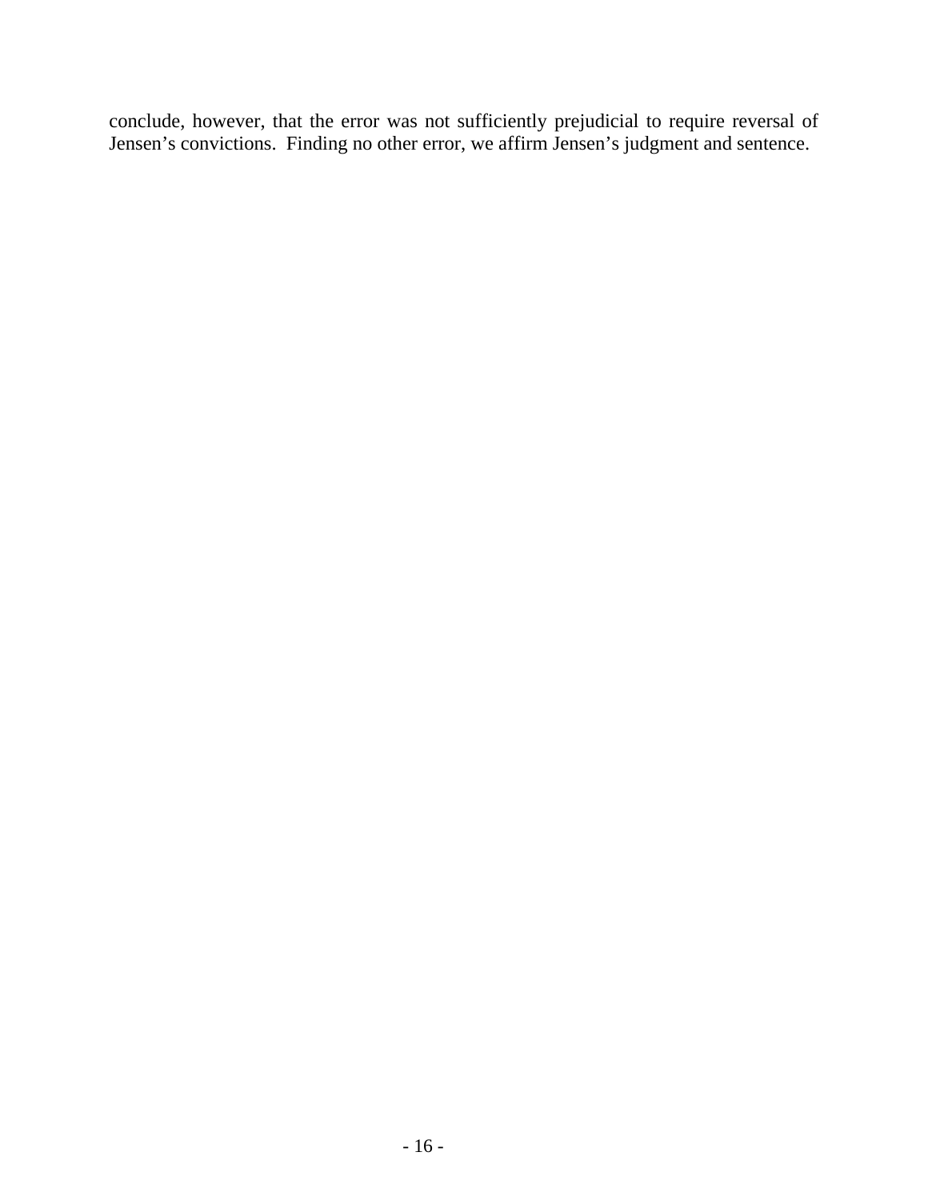conclude, however, that the error was not sufficiently prejudicial to require reversal of Jensen's convictions. Finding no other error, we affirm Jensen's judgment and sentence.